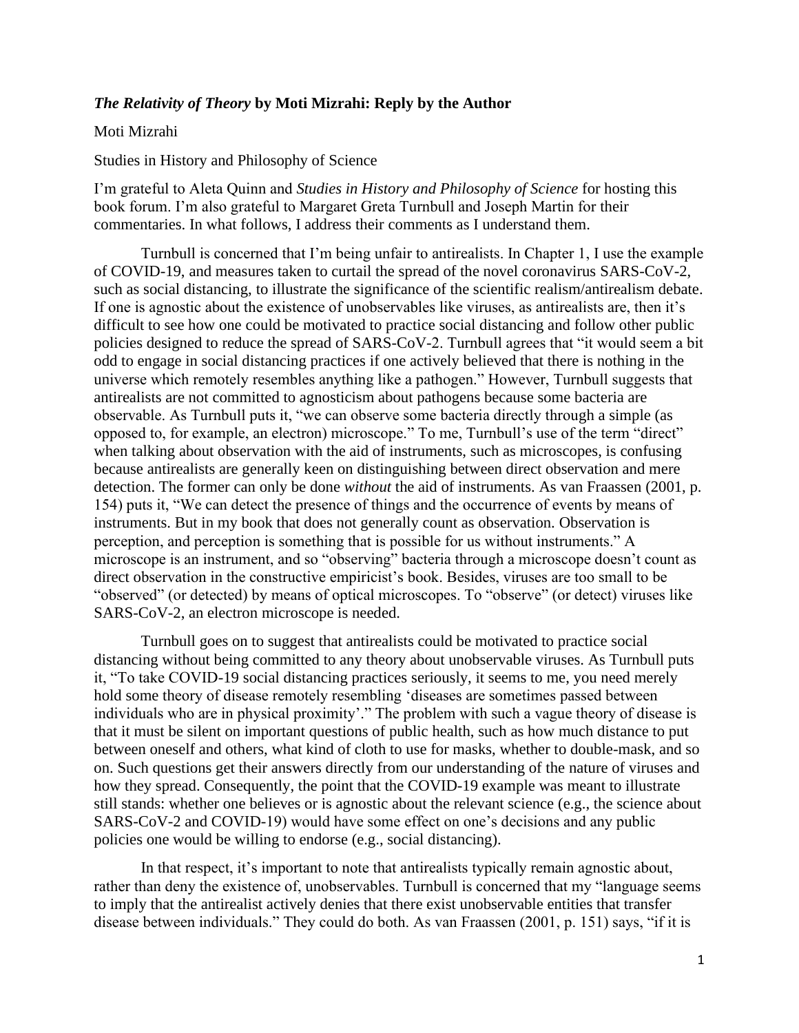***The Relativity of Theory*** **by Moti Mizrahi: Reply by the Author**

Moti Mizrahi

Studies in History and Philosophy of Science

I'm grateful to Aleta Quinn and *Studies in History and Philosophy of Science* for hosting this book forum. I'm also grateful to Margaret Greta Turnbull and Joseph Martin for their commentaries. In what follows, I address their comments as I understand them.

Turnbull is concerned that I'm being unfair to antirealists. In Chapter 1, I use the example of COVID-19, and measures taken to curtail the spread of the novel coronavirus SARS-CoV-2, such as social distancing, to illustrate the significance of the scientific realism/antirealism debate. If one is agnostic about the existence of unobservables like viruses, as antirealists are, then it's difficult to see how one could be motivated to practice social distancing and follow other public policies designed to reduce the spread of SARS-CoV-2. Turnbull agrees that "it would seem a bit odd to engage in social distancing practices if one actively believed that there is nothing in the universe which remotely resembles anything like a pathogen." However, Turnbull suggests that antirealists are not committed to agnosticism about pathogens because some bacteria are observable. As Turnbull puts it, "we can observe some bacteria directly through a simple (as opposed to, for example, an electron) microscope." To me, Turnbull's use of the term "direct" when talking about observation with the aid of instruments, such as microscopes, is confusing because antirealists are generally keen on distinguishing between direct observation and mere detection. The former can only be done *without* the aid of instruments. As van Fraassen (2001, p. 154) puts it, "We can detect the presence of things and the occurrence of events by means of instruments. But in my book that does not generally count as observation. Observation is perception, and perception is something that is possible for us without instruments." A microscope is an instrument, and so "observing" bacteria through a microscope doesn't count as direct observation in the constructive empiricist's book. Besides, viruses are too small to be "observed" (or detected) by means of optical microscopes. To "observe" (or detect) viruses like SARS-CoV-2, an electron microscope is needed.

Turnbull goes on to suggest that antirealists could be motivated to practice social distancing without being committed to any theory about unobservable viruses. As Turnbull puts it, "To take COVID-19 social distancing practices seriously, it seems to me, you need merely hold some theory of disease remotely resembling 'diseases are sometimes passed between individuals who are in physical proximity'." The problem with such a vague theory of disease is that it must be silent on important questions of public health, such as how much distance to put between oneself and others, what kind of cloth to use for masks, whether to double-mask, and so on. Such questions get their answers directly from our understanding of the nature of viruses and how they spread. Consequently, the point that the COVID-19 example was meant to illustrate still stands: whether one believes or is agnostic about the relevant science (e.g., the science about SARS-CoV-2 and COVID-19) would have some effect on one's decisions and any public policies one would be willing to endorse (e.g., social distancing).

In that respect, it's important to note that antirealists typically remain agnostic about, rather than deny the existence of, unobservables. Turnbull is concerned that my "language seems to imply that the antirealist actively denies that there exist unobservable entities that transfer disease between individuals." They could do both. As van Fraassen (2001, p. 151) says, "if it is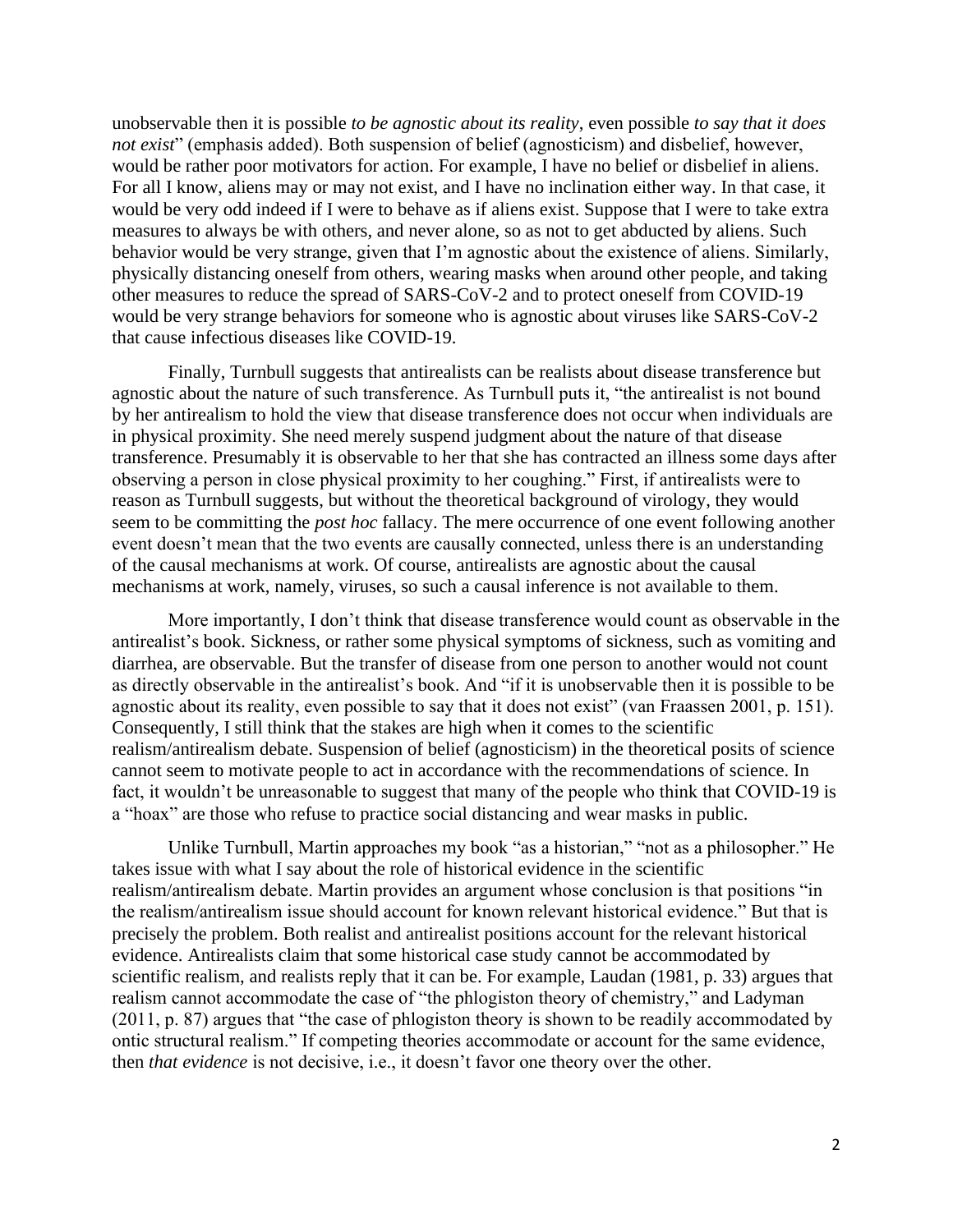unobservable then it is possible *to be agnostic about its reality*, even possible *to say that it does not exist*" (emphasis added). Both suspension of belief (agnosticism) and disbelief, however, would be rather poor motivators for action. For example, I have no belief or disbelief in aliens. For all I know, aliens may or may not exist, and I have no inclination either way. In that case, it would be very odd indeed if I were to behave as if aliens exist. Suppose that I were to take extra measures to always be with others, and never alone, so as not to get abducted by aliens. Such behavior would be very strange, given that I'm agnostic about the existence of aliens. Similarly, physically distancing oneself from others, wearing masks when around other people, and taking other measures to reduce the spread of SARS-CoV-2 and to protect oneself from COVID-19 would be very strange behaviors for someone who is agnostic about viruses like SARS-CoV-2 that cause infectious diseases like COVID-19.

Finally, Turnbull suggests that antirealists can be realists about disease transference but agnostic about the nature of such transference. As Turnbull puts it, "the antirealist is not bound by her antirealism to hold the view that disease transference does not occur when individuals are in physical proximity. She need merely suspend judgment about the nature of that disease transference. Presumably it is observable to her that she has contracted an illness some days after observing a person in close physical proximity to her coughing." First, if antirealists were to reason as Turnbull suggests, but without the theoretical background of virology, they would seem to be committing the *post hoc* fallacy. The mere occurrence of one event following another event doesn't mean that the two events are causally connected, unless there is an understanding of the causal mechanisms at work. Of course, antirealists are agnostic about the causal mechanisms at work, namely, viruses, so such a causal inference is not available to them.

More importantly, I don't think that disease transference would count as observable in the antirealist's book. Sickness, or rather some physical symptoms of sickness, such as vomiting and diarrhea, are observable. But the transfer of disease from one person to another would not count as directly observable in the antirealist's book. And "if it is unobservable then it is possible to be agnostic about its reality, even possible to say that it does not exist" (van Fraassen 2001, p. 151). Consequently, I still think that the stakes are high when it comes to the scientific realism/antirealism debate. Suspension of belief (agnosticism) in the theoretical posits of science cannot seem to motivate people to act in accordance with the recommendations of science. In fact, it wouldn't be unreasonable to suggest that many of the people who think that COVID-19 is a "hoax" are those who refuse to practice social distancing and wear masks in public.

Unlike Turnbull, Martin approaches my book "as a historian," "not as a philosopher." He takes issue with what I say about the role of historical evidence in the scientific realism/antirealism debate. Martin provides an argument whose conclusion is that positions "in the realism/antirealism issue should account for known relevant historical evidence." But that is precisely the problem. Both realist and antirealist positions account for the relevant historical evidence. Antirealists claim that some historical case study cannot be accommodated by scientific realism, and realists reply that it can be. For example, Laudan (1981, p. 33) argues that realism cannot accommodate the case of "the phlogiston theory of chemistry," and Ladyman (2011, p. 87) argues that "the case of phlogiston theory is shown to be readily accommodated by ontic structural realism." If competing theories accommodate or account for the same evidence, then *that evidence* is not decisive, i.e., it doesn't favor one theory over the other.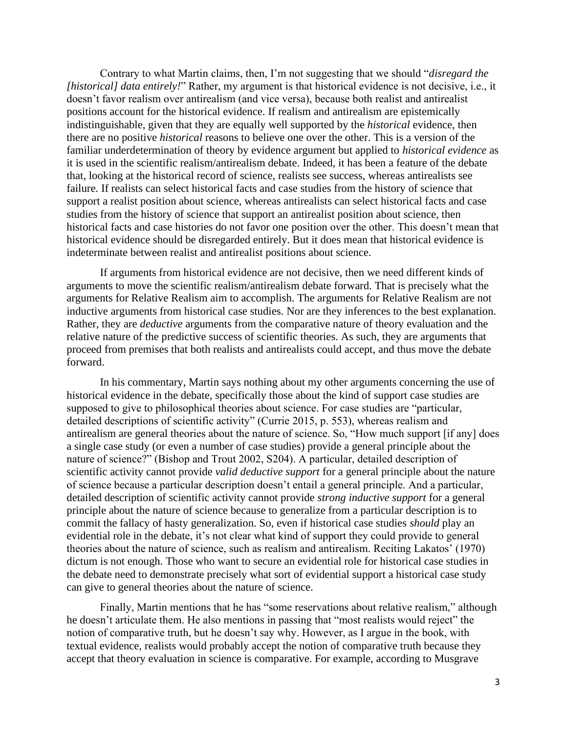Contrary to what Martin claims, then, I'm not suggesting that we should "*disregard the [historical] data entirely!*" Rather, my argument is that historical evidence is not decisive, i.e., it doesn't favor realism over antirealism (and vice versa), because both realist and antirealist positions account for the historical evidence. If realism and antirealism are epistemically indistinguishable, given that they are equally well supported by the *historical* evidence, then there are no positive *historical* reasons to believe one over the other. This is a version of the familiar underdetermination of theory by evidence argument but applied to *historical evidence* as it is used in the scientific realism/antirealism debate. Indeed, it has been a feature of the debate that, looking at the historical record of science, realists see success, whereas antirealists see failure. If realists can select historical facts and case studies from the history of science that support a realist position about science, whereas antirealists can select historical facts and case studies from the history of science that support an antirealist position about science, then historical facts and case histories do not favor one position over the other. This doesn't mean that historical evidence should be disregarded entirely. But it does mean that historical evidence is indeterminate between realist and antirealist positions about science.

If arguments from historical evidence are not decisive, then we need different kinds of arguments to move the scientific realism/antirealism debate forward. That is precisely what the arguments for Relative Realism aim to accomplish. The arguments for Relative Realism are not inductive arguments from historical case studies. Nor are they inferences to the best explanation. Rather, they are *deductive* arguments from the comparative nature of theory evaluation and the relative nature of the predictive success of scientific theories. As such, they are arguments that proceed from premises that both realists and antirealists could accept, and thus move the debate forward.

In his commentary, Martin says nothing about my other arguments concerning the use of historical evidence in the debate, specifically those about the kind of support case studies are supposed to give to philosophical theories about science. For case studies are "particular, detailed descriptions of scientific activity" (Currie 2015, p. 553), whereas realism and antirealism are general theories about the nature of science. So, "How much support [if any] does a single case study (or even a number of case studies) provide a general principle about the nature of science?" (Bishop and Trout 2002, S204). A particular, detailed description of scientific activity cannot provide *valid deductive support* for a general principle about the nature of science because a particular description doesn't entail a general principle. And a particular, detailed description of scientific activity cannot provide *strong inductive support* for a general principle about the nature of science because to generalize from a particular description is to commit the fallacy of hasty generalization. So, even if historical case studies *should* play an evidential role in the debate, it's not clear what kind of support they could provide to general theories about the nature of science, such as realism and antirealism. Reciting Lakatos' (1970) dictum is not enough. Those who want to secure an evidential role for historical case studies in the debate need to demonstrate precisely what sort of evidential support a historical case study can give to general theories about the nature of science.

Finally, Martin mentions that he has "some reservations about relative realism," although he doesn't articulate them. He also mentions in passing that "most realists would reject" the notion of comparative truth, but he doesn't say why. However, as I argue in the book, with textual evidence, realists would probably accept the notion of comparative truth because they accept that theory evaluation in science is comparative. For example, according to Musgrave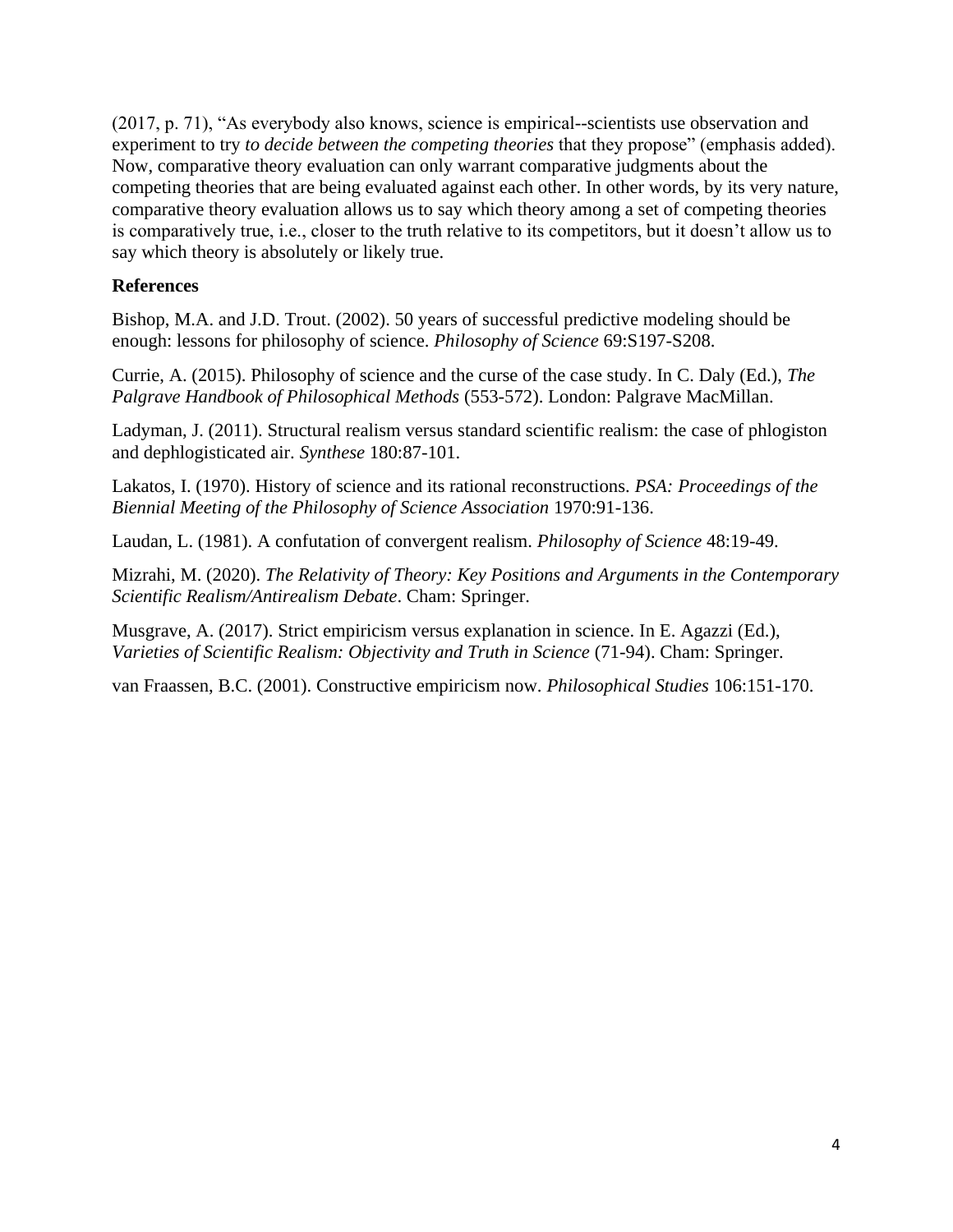(2017, p. 71), "As everybody also knows, science is empirical--scientists use observation and experiment to try *to decide between the competing theories* that they propose" (emphasis added). Now, comparative theory evaluation can only warrant comparative judgments about the competing theories that are being evaluated against each other. In other words, by its very nature, comparative theory evaluation allows us to say which theory among a set of competing theories is comparatively true, i.e., closer to the truth relative to its competitors, but it doesn't allow us to say which theory is absolutely or likely true.

**References**

Bishop, M.A. and J.D. Trout. (2002). 50 years of successful predictive modeling should be enough: lessons for philosophy of science. *Philosophy of Science* 69:S197-S208.

Currie, A. (2015). Philosophy of science and the curse of the case study. In C. Daly (Ed.), *The Palgrave Handbook of Philosophical Methods* (553-572). London: Palgrave MacMillan.

Ladyman, J. (2011). Structural realism versus standard scientific realism: the case of phlogiston and dephlogisticated air. *Synthese* 180:87-101.

Lakatos, I. (1970). History of science and its rational reconstructions. *PSA: Proceedings of the Biennial Meeting of the Philosophy of Science Association* 1970:91-136.

Laudan, L. (1981). A confutation of convergent realism. *Philosophy of Science* 48:19-49.

Mizrahi, M. (2020). *The Relativity of Theory: Key Positions and Arguments in the Contemporary Scientific Realism/Antirealism Debate*. Cham: Springer.

Musgrave, A. (2017). Strict empiricism versus explanation in science. In E. Agazzi (Ed.), *Varieties of Scientific Realism: Objectivity and Truth in Science* (71-94). Cham: Springer.

van Fraassen, B.C. (2001). Constructive empiricism now. *Philosophical Studies* 106:151-170.